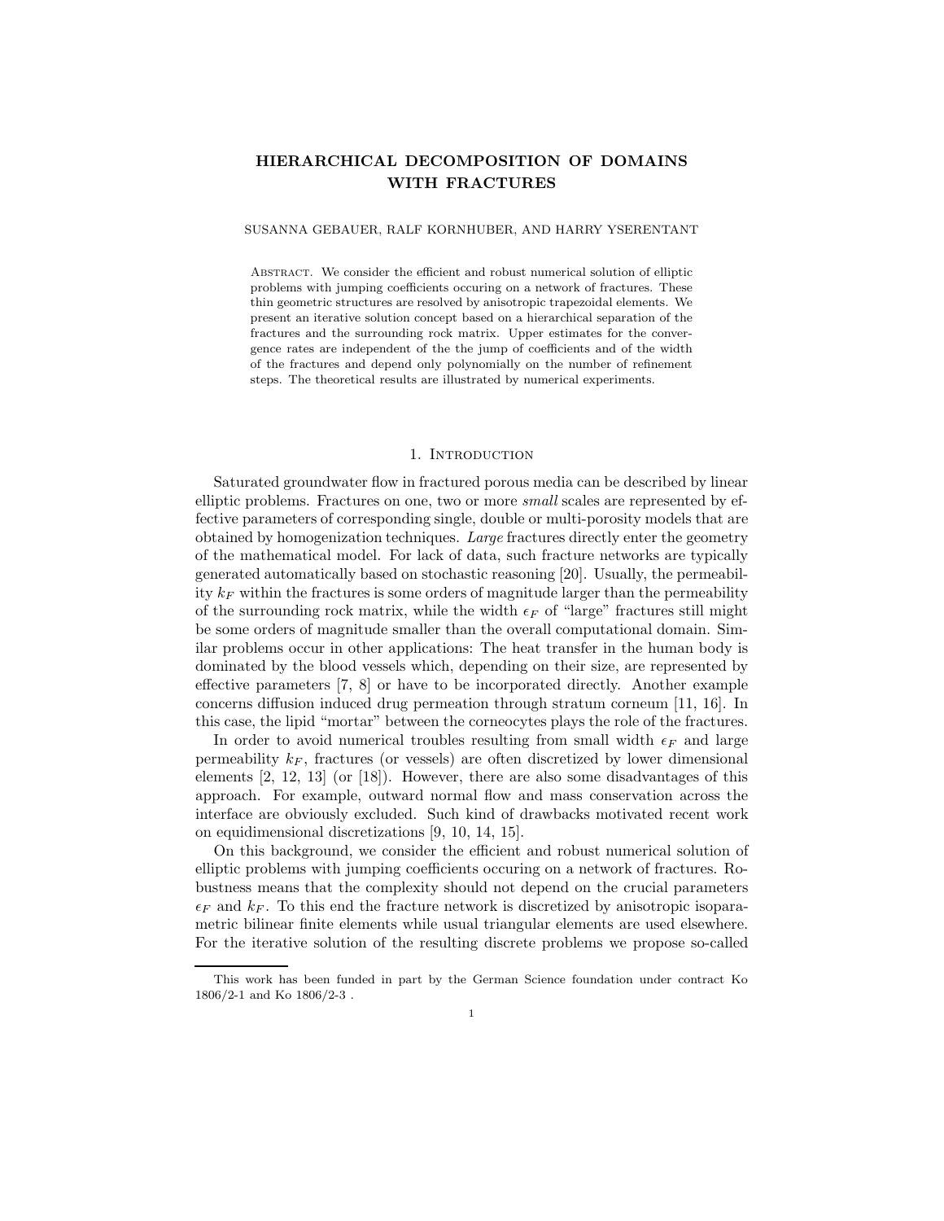# HIERARCHICAL DECOMPOSITION OF DOMAINS WITH FRACTURES

SUSANNA GEBAUER, RALF KORNHUBER, AND HARRY YSERENTANT

Abstract. We consider the efficient and robust numerical solution of elliptic problems with jumping coefficients occuring on a network of fractures. These thin geometric structures are resolved by anisotropic trapezoidal elements. We present an iterative solution concept based on a hierarchical separation of the fractures and the surrounding rock matrix. Upper estimates for the convergence rates are independent of the the jump of coefficients and of the width of the fractures and depend only polynomially on the number of refinement steps. The theoretical results are illustrated by numerical experiments.

## 1. Introduction

Saturated groundwater flow in fractured porous media can be described by linear elliptic problems. Fractures on one, two or more *small* scales are represented by effective parameters of corresponding single, double or multi-porosity models that are obtained by homogenization techniques. *Large* fractures directly enter the geometry of the mathematical model. For lack of data, such fracture networks are typically generated automatically based on stochastic reasoning [20]. Usually, the permeability $k_F$ within the fractures is some orders of magnitude larger than the permeability of the surrounding rock matrix, while the width $\epsilon_F$ of "large" fractures still might be some orders of magnitude smaller than the overall computational domain. Similar problems occur in other applications: The heat transfer in the human body is dominated by the blood vessels which, depending on their size, are represented by effective parameters [7, 8] or have to be incorporated directly. Another example concerns diffusion induced drug permeation through stratum corneum [11, 16]. In this case, the lipid "mortar" between the corneocytes plays the role of the fractures.

In order to avoid numerical troubles resulting from small width $\epsilon_F$ and large permeability $k_F$, fractures (or vessels) are often discretized by lower dimensional elements [2, 12, 13] (or [18]). However, there are also some disadvantages of this approach. For example, outward normal flow and mass conservation across the interface are obviously excluded. Such kind of drawbacks motivated recent work on equidimensional discretizations [9, 10, 14, 15].

On this background, we consider the efficient and robust numerical solution of elliptic problems with jumping coefficients occuring on a network of fractures. Robustness means that the complexity should not depend on the crucial parameters $\epsilon_F$ and $k_F$. To this end the fracture network is discretized by anisotropic isoparametric bilinear finite elements while usual triangular elements are used elsewhere. For the iterative solution of the resulting discrete problems we propose so-called

This work has been funded in part by the German Science foundation under contract Ko 1806/2-1 and Ko 1806/2-3 .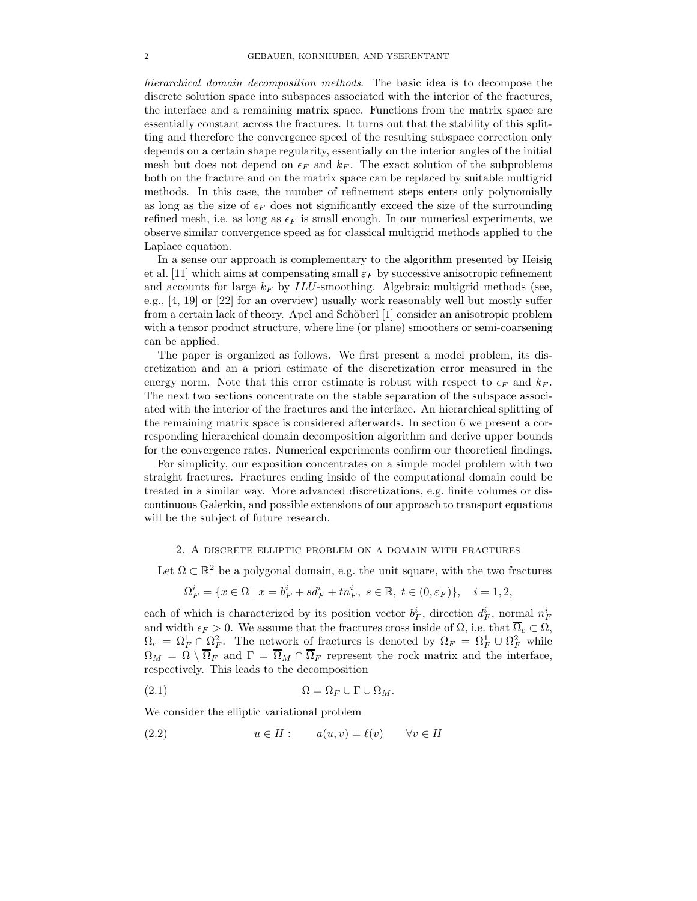*hierarchical domain decomposition methods*. The basic idea is to decompose the discrete solution space into subspaces associated with the interior of the fractures, the interface and a remaining matrix space. Functions from the matrix space are essentially constant across the fractures. It turns out that the stability of this splitting and therefore the convergence speed of the resulting subspace correction only depends on a certain shape regularity, essentially on the interior angles of the initial mesh but does not depend on $\epsilon_F$ and $k_F$. The exact solution of the subproblems both on the fracture and on the matrix space can be replaced by suitable multigrid methods. In this case, the number of refinement steps enters only polynomially as long as the size of $\epsilon_F$ does not significantly exceed the size of the surrounding refined mesh, i.e. as long as $\epsilon_F$ is small enough. In our numerical experiments, we observe similar convergence speed as for classical multigrid methods applied to the Laplace equation.

In a sense our approach is complementary to the algorithm presented by Heisig et al. [11] which aims at compensating small $\varepsilon_F$ by successive anisotropic refinement and accounts for large $k_F$ by $ILU$-smoothing. Algebraic multigrid methods (see, e.g., [4, 19] or [22] for an overview) usually work reasonably well but mostly suffer from a certain lack of theory. Apel and Schöberl [1] consider an anisotropic problem with a tensor product structure, where line (or plane) smoothers or semi-coarsening can be applied.

The paper is organized as follows. We first present a model problem, its discretization and an a priori estimate of the discretization error measured in the energy norm. Note that this error estimate is robust with respect to $\epsilon_F$ and $k_F$. The next two sections concentrate on the stable separation of the subspace associated with the interior of the fractures and the interface. An hierarchical splitting of the remaining matrix space is considered afterwards. In section 6 we present a corresponding hierarchical domain decomposition algorithm and derive upper bounds for the convergence rates. Numerical experiments confirm our theoretical findings.

For simplicity, our exposition concentrates on a simple model problem with two straight fractures. Fractures ending inside of the computational domain could be treated in a similar way. More advanced discretizations, e.g. finite volumes or discontinuous Galerkin, and possible extensions of our approach to transport equations will be the subject of future research.

## 2. A discrete elliptic problem on a domain with fractures

Let $\Omega \subset \mathbb{R}^2$ be a polygonal domain, e.g. the unit square, with the two fractures

$$\Omega_F^i = \{x \in \Omega \mid x = b_F^i + s d_F^i + t n_F^i,\ s \in \mathbb{R},\ t \in (0, \varepsilon_F)\}, \quad i = 1, 2,$$

each of which is characterized by its position vector $b_F^i$, direction $d_F^i$, normal $n_F^i$ and width $\epsilon_F > 0$. We assume that the fractures cross inside of $\Omega$, i.e. that $\overline{\Omega}_c \subset \Omega$, $\Omega_c = \Omega_F^1 \cap \Omega_F^2$. The network of fractures is denoted by $\Omega_F = \Omega_F^1 \cup \Omega_F^2$ while $\Omega_M = \Omega \setminus \overline{\Omega}_F$ and $\Gamma = \overline{\Omega}_M \cap \overline{\Omega}_F$ represent the rock matrix and the interface, respectively. This leads to the decomposition

$$\Omega = \Omega_F \cup \Gamma \cup \Omega_M. \tag{2.1}$$

We consider the elliptic variational problem

$$u \in H: \qquad a(u, v) = \ell(v) \qquad \forall v \in H \tag{2.2}$$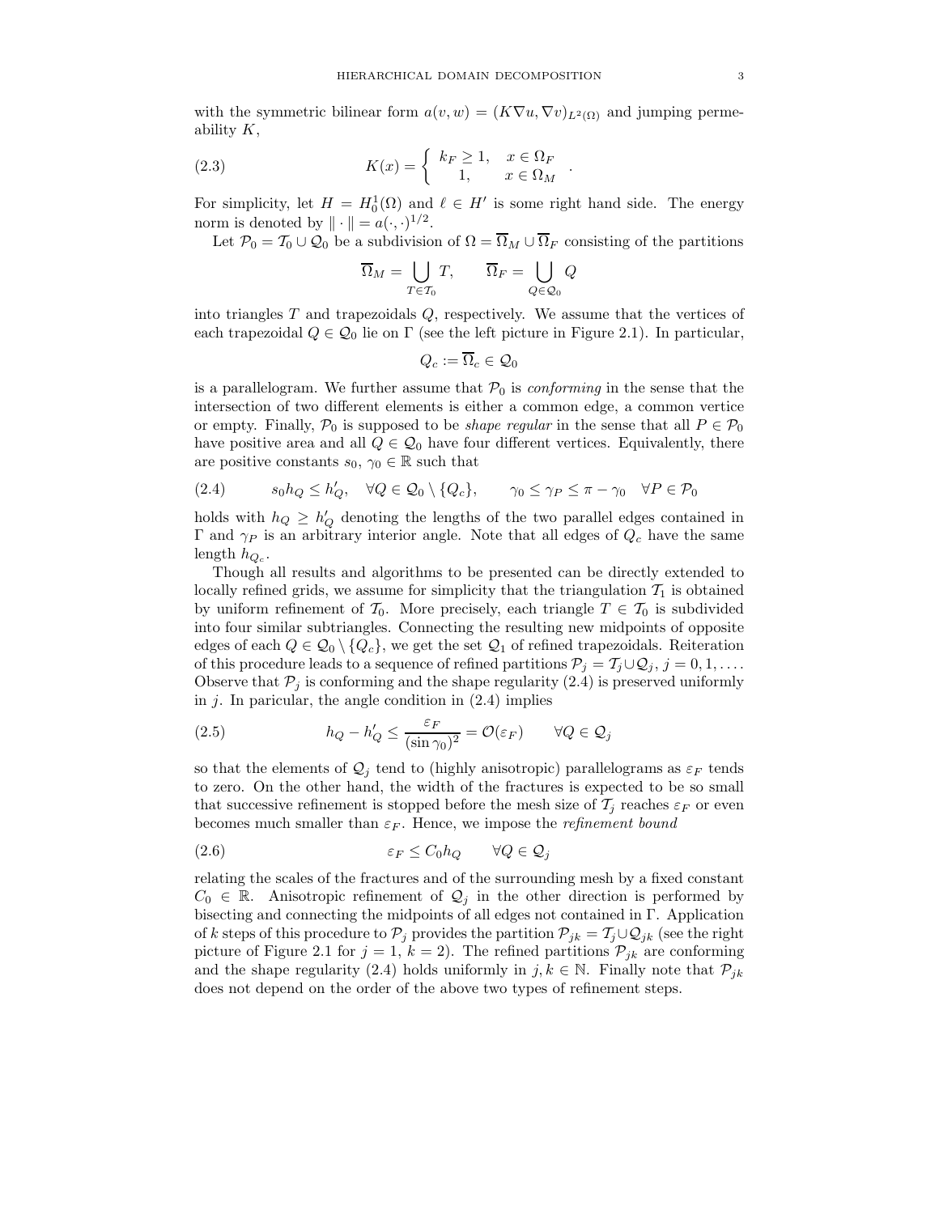with the symmetric bilinear form $a(v, w) = (K\nabla u, \nabla v)_{L^2(\Omega)}$ and jumping permeability $K$,

$$K(x) = \begin{cases} k_F \geq 1, & x \in \Omega_F \\ 1, & x \in \Omega_M \end{cases} . \tag{2.3}$$

For simplicity, let $H = H_0^1(\Omega)$ and $\ell \in H'$ is some right hand side. The energy norm is denoted by $\| \cdot \| = a(\cdot, \cdot)^{1/2}$.

Let $\mathcal{P}_0 = \mathcal{T}_0 \cup \mathcal{Q}_0$ be a subdivision of $\Omega = \overline{\Omega}_M \cup \overline{\Omega}_F$ consisting of the partitions

$$\overline{\Omega}_M = \bigcup_{T \in \mathcal{T}_0} T, \qquad \overline{\Omega}_F = \bigcup_{Q \in \mathcal{Q}_0} Q$$

into triangles $T$ and trapezoidals $Q$, respectively. We assume that the vertices of each trapezoidal $Q \in \mathcal{Q}_0$ lie on $\Gamma$ (see the left picture in Figure 2.1). In particular,

$$Q_c := \overline{\Omega}_c \in \mathcal{Q}_0$$

is a parallelogram. We further assume that $\mathcal{P}_0$ is *conforming* in the sense that the intersection of two different elements is either a common edge, a common vertice or empty. Finally, $\mathcal{P}_0$ is supposed to be *shape regular* in the sense that all $P \in \mathcal{P}_0$ have positive area and all $Q \in \mathcal{Q}_0$ have four different vertices. Equivalently, there are positive constants $s_0, \gamma_0 \in \mathbb{R}$ such that

$$s_0 h_Q \leq h'_Q, \quad \forall Q \in \mathcal{Q}_0 \setminus \{Q_c\}, \qquad \gamma_0 \leq \gamma_P \leq \pi - \gamma_0 \quad \forall P \in \mathcal{P}_0 \tag{2.4}$$

holds with $h_Q \geq h'_Q$ denoting the lengths of the two parallel edges contained in $\Gamma$ and $\gamma_P$ is an arbitrary interior angle. Note that all edges of $Q_c$ have the same length $h_{Q_c}$.

Though all results and algorithms to be presented can be directly extended to locally refined grids, we assume for simplicity that the triangulation $\mathcal{T}_1$ is obtained by uniform refinement of $\mathcal{T}_0$. More precisely, each triangle $T \in \mathcal{T}_0$ is subdivided into four similar subtriangles. Connecting the resulting new midpoints of opposite edges of each $Q \in \mathcal{Q}_0 \setminus \{Q_c\}$, we get the set $\mathcal{Q}_1$ of refined trapezoidals. Reiteration of this procedure leads to a sequence of refined partitions $\mathcal{P}_j = \mathcal{T}_j \cup \mathcal{Q}_j$, $j = 0, 1, \ldots$. Observe that $\mathcal{P}_j$ is conforming and the shape regularity (2.4) is preserved uniformly in $j$. In paricular, the angle condition in (2.4) implies

$$h_Q - h'_Q \leq \frac{\varepsilon_F}{(\sin \gamma_0)^2} = \mathcal{O}(\varepsilon_F) \qquad \forall Q \in \mathcal{Q}_j \tag{2.5}$$

so that the elements of $\mathcal{Q}_j$ tend to (highly anisotropic) parallelograms as $\varepsilon_F$ tends to zero. On the other hand, the width of the fractures is expected to be so small that successive refinement is stopped before the mesh size of $\mathcal{T}_j$ reaches $\varepsilon_F$ or even becomes much smaller than $\varepsilon_F$. Hence, we impose the *refinement bound*

$$\varepsilon_F \leq C_0 h_Q \qquad \forall Q \in \mathcal{Q}_j \tag{2.6}$$

relating the scales of the fractures and of the surrounding mesh by a fixed constant $C_0 \in \mathbb{R}$. Anisotropic refinement of $\mathcal{Q}_j$ in the other direction is performed by bisecting and connecting the midpoints of all edges not contained in $\Gamma$. Application of $k$ steps of this procedure to $\mathcal{P}_j$ provides the partition $\mathcal{P}_{jk} = \mathcal{T}_j \cup \mathcal{Q}_{jk}$ (see the right picture of Figure 2.1 for $j = 1$, $k = 2$). The refined partitions $\mathcal{P}_{jk}$ are conforming and the shape regularity (2.4) holds uniformly in $j, k \in \mathbb{N}$. Finally note that $\mathcal{P}_{jk}$ does not depend on the order of the above two types of refinement steps.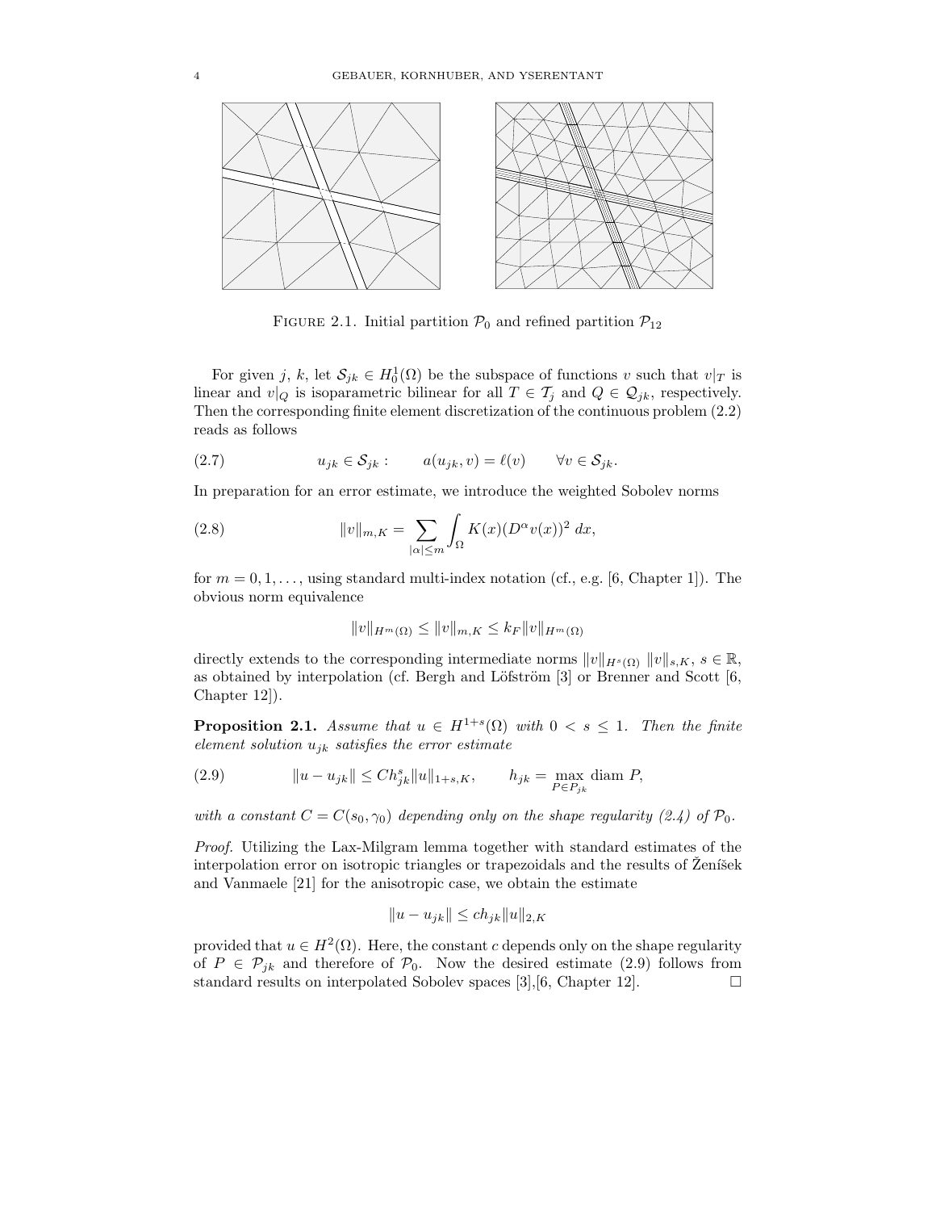FIGURE 2.1. Initial partition $\mathcal{P}_0$ and refined partition $\mathcal{P}_{12}$

For given $j$, $k$, let $\mathcal{S}_{jk} \in H_0^1(\Omega)$ be the subspace of functions $v$ such that $v|_T$ is linear and $v|_Q$ is isoparametric bilinear for all $T \in \mathcal{T}_j$ and $Q \in \mathcal{Q}_{jk}$, respectively. Then the corresponding finite element discretization of the continuous problem (2.2) reads as follows

$$u_{jk} \in \mathcal{S}_{jk} : \qquad a(u_{jk}, v) = \ell(v) \qquad \forall v \in \mathcal{S}_{jk}. \tag{2.7}$$

In preparation for an error estimate, we introduce the weighted Sobolev norms

$$\|v\|_{m,K} = \sum_{|\alpha| \leq m} \int_\Omega K(x)(D^\alpha v(x))^2 \, dx, \tag{2.8}$$

for $m = 0, 1, \ldots$, using standard multi-index notation (cf., e.g. [6, Chapter 1]). The obvious norm equivalence

$$\|v\|_{H^m(\Omega)} \leq \|v\|_{m,K} \leq k_F \|v\|_{H^m(\Omega)}$$

directly extends to the corresponding intermediate norms $\|v\|_{H^s(\Omega)}$ $\|v\|_{s,K}$, $s \in \mathbb{R}$, as obtained by interpolation (cf. Bergh and Löfström [3] or Brenner and Scott [6, Chapter 12]).

**Proposition 2.1.** *Assume that $u \in H^{1+s}(\Omega)$ with $0 < s \leq 1$. Then the finite element solution $u_{jk}$ satisfies the error estimate*

$$\|u - u_{jk}\| \leq C h_{jk}^s \|u\|_{1+s,K}, \qquad h_{jk} = \max_{P \in P_{jk}} \operatorname{diam} P, \tag{2.9}$$

*with a constant $C = C(s_0, \gamma_0)$ depending only on the shape regularity (2.4) of $\mathcal{P}_0$.*

*Proof.* Utilizing the Lax-Milgram lemma together with standard estimates of the interpolation error on isotropic triangles or trapezoidals and the results of Ženíšek and Vanmaele [21] for the anisotropic case, we obtain the estimate

$$\|u - u_{jk}\| \leq c h_{jk} \|u\|_{2,K}$$

provided that $u \in H^2(\Omega)$. Here, the constant $c$ depends only on the shape regularity of $P \in \mathcal{P}_{jk}$ and therefore of $\mathcal{P}_0$. Now the desired estimate (2.9) follows from standard results on interpolated Sobolev spaces [3],[6, Chapter 12]. $\square$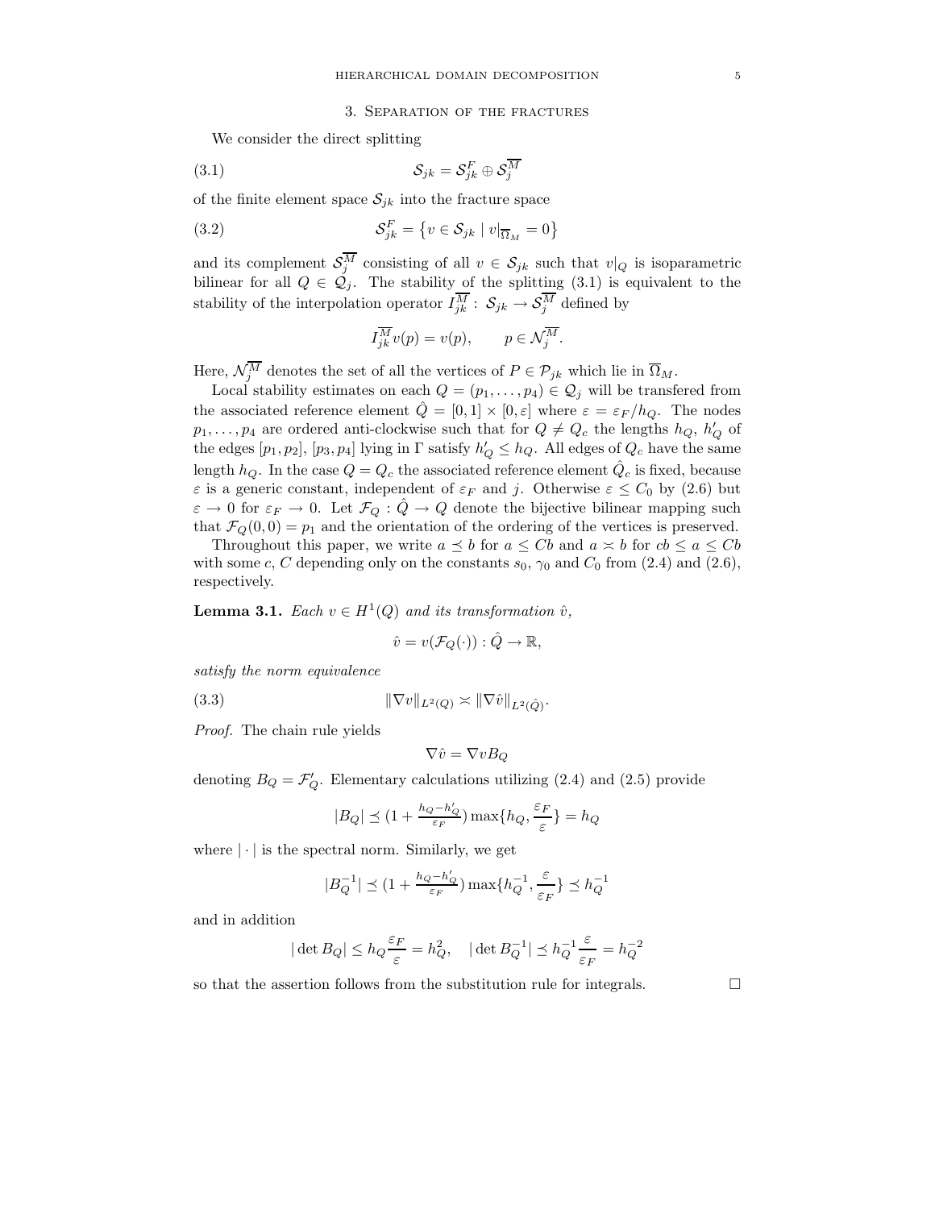## 3. Separation of the fractures

We consider the direct splitting

$$\mathcal{S}_{jk} = \mathcal{S}_{jk}^F \oplus \mathcal{S}_j^{\overline{M}} \tag{3.1}$$

of the finite element space $\mathcal{S}_{jk}$ into the fracture space

$$\mathcal{S}_{jk}^F = \{ v \in \mathcal{S}_{jk} \mid v|_{\overline{\Omega}_M} = 0 \} \tag{3.2}$$

and its complement $\mathcal{S}_j^{\overline{M}}$ consisting of all $v \in \mathcal{S}_{jk}$ such that $v|_Q$ is isoparametric bilinear for all $Q \in \mathcal{Q}_j$. The stability of the splitting (3.1) is equivalent to the stability of the interpolation operator $I_{jk}^{\overline{M}} : \mathcal{S}_{jk} \to \mathcal{S}_j^{\overline{M}}$ defined by

$$I_{jk}^{\overline{M}} v(p) = v(p), \qquad p \in \mathcal{N}_j^{\overline{M}}.$$

Here, $\mathcal{N}_j^{\overline{M}}$ denotes the set of all the vertices of $P \in \mathcal{P}_{jk}$ which lie in $\overline{\Omega}_M$.

Local stability estimates on each $Q = (p_1, \dots, p_4) \in \mathcal{Q}_j$ will be transfered from the associated reference element $\hat{Q} = [0,1] \times [0,\varepsilon]$ where $\varepsilon = \varepsilon_F / h_Q$. The nodes $p_1, \dots, p_4$ are ordered anti-clockwise such that for $Q \neq Q_c$ the lengths $h_Q$, $h_Q'$ of the edges $[p_1, p_2]$, $[p_3, p_4]$ lying in $\Gamma$ satisfy $h_Q' \le h_Q$. All edges of $Q_c$ have the same length $h_Q$. In the case $Q = Q_c$ the associated reference element $\hat{Q}_c$ is fixed, because $\varepsilon$ is a generic constant, independent of $\varepsilon_F$ and $j$. Otherwise $\varepsilon \le C_0$ by (2.6) but $\varepsilon \to 0$ for $\varepsilon_F \to 0$. Let $\mathcal{F}_Q : \hat{Q} \to Q$ denote the bijective bilinear mapping such that $\mathcal{F}_Q(0,0) = p_1$ and the orientation of the ordering of the vertices is preserved.

Throughout this paper, we write $a \preceq b$ for $a \le Cb$ and $a \asymp b$ for $cb \le a \le Cb$ with some $c$, $C$ depending only on the constants $s_0$, $\gamma_0$ and $C_0$ from (2.4) and (2.6), respectively.

**Lemma 3.1.** *Each $v \in H^1(Q)$ and its transformation $\hat{v}$,*

$$\hat{v} = v(\mathcal{F}_Q(\cdot)) : \hat{Q} \to \mathbb{R},$$

*satisfy the norm equivalence*

$$\|\nabla v\|_{L^2(Q)} \asymp \|\nabla \hat{v}\|_{L^2(\hat{Q})}. \tag{3.3}$$

*Proof.* The chain rule yields

$$\nabla \hat{v} = \nabla v B_Q$$

denoting $B_Q = \mathcal{F}_Q'$. Elementary calculations utilizing (2.4) and (2.5) provide

$$|B_Q| \preceq \left(1 + \tfrac{h_Q - h_Q'}{\varepsilon_F}\right) \max\{h_Q, \frac{\varepsilon_F}{\varepsilon}\} = h_Q$$

where $|\cdot|$ is the spectral norm. Similarly, we get

$$|B_Q^{-1}| \preceq \left(1 + \tfrac{h_Q - h_Q'}{\varepsilon_F}\right) \max\{h_Q^{-1}, \frac{\varepsilon}{\varepsilon_F}\} \preceq h_Q^{-1}$$

and in addition

$$|\det B_Q| \le h_Q \frac{\varepsilon_F}{\varepsilon} = h_Q^2, \quad |\det B_Q^{-1}| \preceq h_Q^{-1} \frac{\varepsilon}{\varepsilon_F} = h_Q^{-2}$$

so that the assertion follows from the substitution rule for integrals. $\square$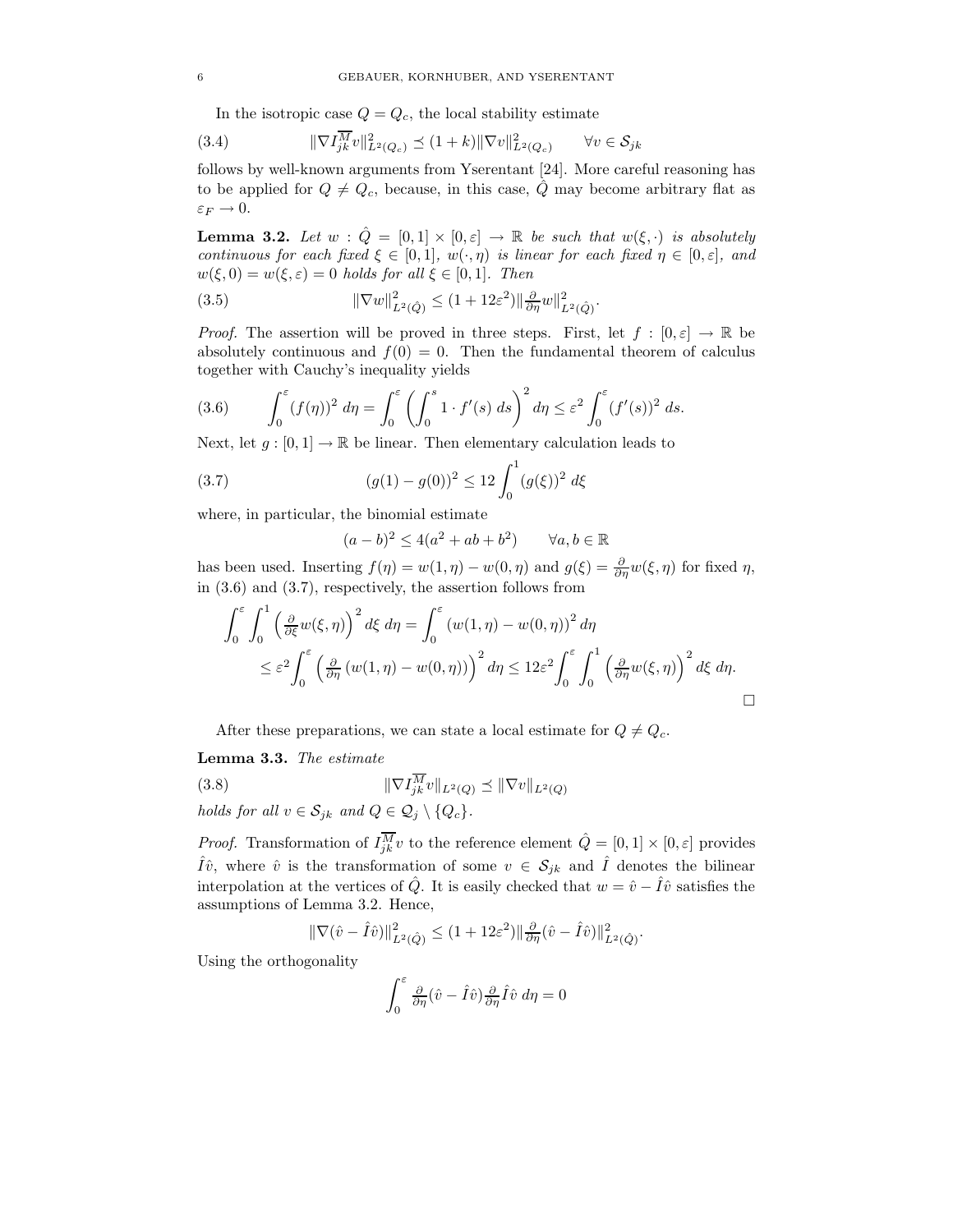In the isotropic case $Q = Q_c$, the local stability estimate

$$\|\nabla I_{jk}^{\overline{M}} v\|_{L^2(Q_c)}^2 \preceq (1+k)\|\nabla v\|_{L^2(Q_c)}^2 \qquad \forall v \in \mathcal{S}_{jk} \tag{3.4}$$

follows by well-known arguments from Yserentant [24]. More careful reasoning has to be applied for $Q \neq Q_c$, because, in this case, $\hat{Q}$ may become arbitrary flat as $\varepsilon_F \to 0$.

**Lemma 3.2.** *Let $w : \hat{Q} = [0,1] \times [0,\varepsilon] \to \mathbb{R}$ be such that $w(\xi, \cdot)$ is absolutely continuous for each fixed $\xi \in [0,1]$, $w(\cdot, \eta)$ is linear for each fixed $\eta \in [0,\varepsilon]$, and $w(\xi, 0) = w(\xi, \varepsilon) = 0$ holds for all $\xi \in [0,1]$. Then*

$$\|\nabla w\|_{L^2(\hat{Q})}^2 \leq (1 + 12\varepsilon^2)\|\tfrac{\partial}{\partial \eta} w\|_{L^2(\hat{Q})}^2. \tag{3.5}$$

*Proof.* The assertion will be proved in three steps. First, let $f : [0,\varepsilon] \to \mathbb{R}$ be absolutely continuous and $f(0) = 0$. Then the fundamental theorem of calculus together with Cauchy's inequality yields

$$\int_0^\varepsilon (f(\eta))^2 \, d\eta = \int_0^\varepsilon \left( \int_0^s 1 \cdot f'(s) \, ds \right)^2 d\eta \leq \varepsilon^2 \int_0^\varepsilon (f'(s))^2 \, ds. \tag{3.6}$$

Next, let $g : [0,1] \to \mathbb{R}$ be linear. Then elementary calculation leads to

$$(g(1) - g(0))^2 \leq 12 \int_0^1 (g(\xi))^2 \, d\xi \tag{3.7}$$

where, in particular, the binomial estimate

$$(a-b)^2 \leq 4(a^2 + ab + b^2) \qquad \forall a, b \in \mathbb{R}$$

has been used. Inserting $f(\eta) = w(1,\eta) - w(0,\eta)$ and $g(\xi) = \frac{\partial}{\partial \eta} w(\xi, \eta)$ for fixed $\eta$, in (3.6) and (3.7), respectively, the assertion follows from

$$\begin{aligned}
\int_0^\varepsilon \int_0^1 \left( \tfrac{\partial}{\partial \xi} w(\xi,\eta) \right)^2 d\xi \, d\eta &= \int_0^\varepsilon \left( w(1,\eta) - w(0,\eta) \right)^2 d\eta \\
&\leq \varepsilon^2 \int_0^\varepsilon \left( \tfrac{\partial}{\partial \eta} \left( w(1,\eta) - w(0,\eta) \right) \right)^2 d\eta \leq 12\varepsilon^2 \int_0^\varepsilon \int_0^1 \left( \tfrac{\partial}{\partial \eta} w(\xi,\eta) \right)^2 d\xi \, d\eta.
\end{aligned}$$

□

After these preparations, we can state a local estimate for $Q \neq Q_c$.

**Lemma 3.3.** *The estimate*

$$\|\nabla I_{jk}^{\overline{M}} v\|_{L^2(Q)} \preceq \|\nabla v\|_{L^2(Q)} \tag{3.8}$$

*holds for all $v \in \mathcal{S}_{jk}$ and $Q \in \mathcal{Q}_j \setminus \{Q_c\}$.*

*Proof.* Transformation of $I_{jk}^{\overline{M}} v$ to the reference element $\hat{Q} = [0,1] \times [0,\varepsilon]$ provides $\hat{I}\hat{v}$, where $\hat{v}$ is the transformation of some $v \in \mathcal{S}_{jk}$ and $\hat{I}$ denotes the bilinear interpolation at the vertices of $\hat{Q}$. It is easily checked that $w = \hat{v} - \hat{I}\hat{v}$ satisfies the assumptions of Lemma 3.2. Hence,

$$\|\nabla(\hat{v} - \hat{I}\hat{v})\|_{L^2(\hat{Q})}^2 \leq (1 + 12\varepsilon^2)\|\tfrac{\partial}{\partial \eta}(\hat{v} - \hat{I}\hat{v})\|_{L^2(\hat{Q})}^2.$$

Using the orthogonality

$$\int_0^\varepsilon \tfrac{\partial}{\partial \eta}(\hat{v} - \hat{I}\hat{v}) \tfrac{\partial}{\partial \eta} \hat{I}\hat{v} \, d\eta = 0$$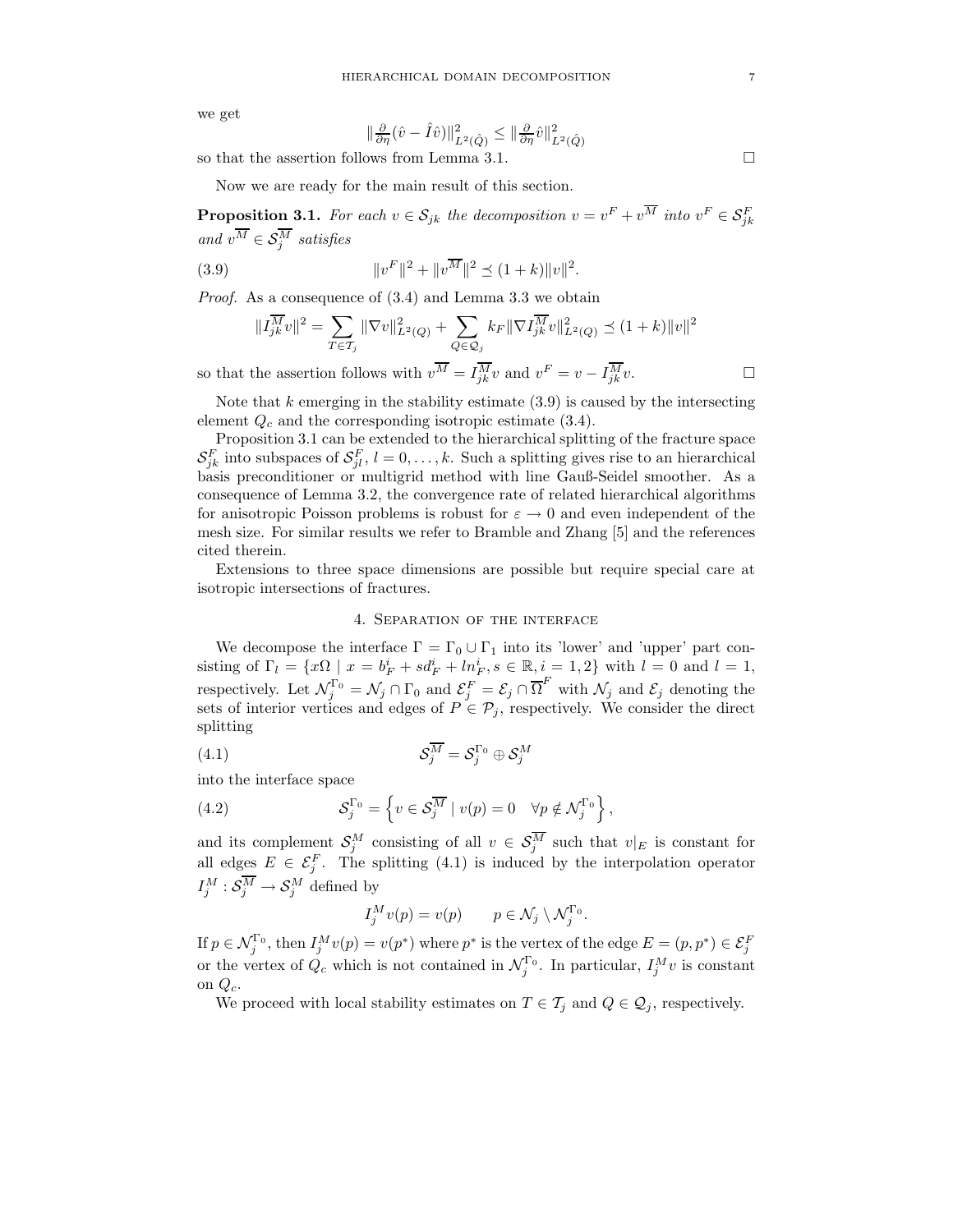we get

$$\|\tfrac{\partial}{\partial \eta}(\hat{v} - \hat{I}\hat{v})\|^2_{L^2(\hat{Q})} \leq \|\tfrac{\partial}{\partial \eta}\hat{v}\|^2_{L^2(\hat{Q})}$$

so that the assertion follows from Lemma 3.1. $\square$

Now we are ready for the main result of this section.

**Proposition 3.1.** *For each $v \in \mathcal{S}_{jk}$ the decomposition $v = v^F + v^{\overline{M}}$ into $v^F \in \mathcal{S}^F_{jk}$ and $v^{\overline{M}} \in \mathcal{S}^{\overline{M}}_j$ satisfies*

$$\|v^F\|^2 + \|v^{\overline{M}}\|^2 \preceq (1+k)\|v\|^2. \tag{3.9}$$

*Proof.* As a consequence of (3.4) and Lemma 3.3 we obtain

$$\|I^{\overline{M}}_{jk} v\|^2 = \sum_{T \in \mathcal{T}_j} \|\nabla v\|^2_{L^2(Q)} + \sum_{Q \in \mathcal{Q}_j} k_F \|\nabla I^{\overline{M}}_{jk} v\|^2_{L^2(Q)} \preceq (1+k)\|v\|^2$$

so that the assertion follows with $v^{\overline{M}} = I^{\overline{M}}_{jk} v$ and $v^F = v - I^{\overline{M}}_{jk} v$. $\square$

Note that $k$ emerging in the stability estimate (3.9) is caused by the intersecting element $Q_c$ and the corresponding isotropic estimate (3.4).

Proposition 3.1 can be extended to the hierarchical splitting of the fracture space $\mathcal{S}^F_{jk}$ into subspaces of $\mathcal{S}^F_{jl}$, $l = 0, \dots, k$. Such a splitting gives rise to an hierarchical basis preconditioner or multigrid method with line Gauß-Seidel smoother. As a consequence of Lemma 3.2, the convergence rate of related hierarchical algorithms for anisotropic Poisson problems is robust for $\varepsilon \to 0$ and even independent of the mesh size. For similar results we refer to Bramble and Zhang [5] and the references cited therein.

Extensions to three space dimensions are possible but require special care at isotropic intersections of fractures.

## 4. Separation of the interface

We decompose the interface $\Gamma = \Gamma_0 \cup \Gamma_1$ into its 'lower' and 'upper' part consisting of $\Gamma_l = \{x\Omega \mid x = b^i_F + sd^i_F + ln^i_F, s \in \mathbb{R}, i = 1,2\}$ with $l = 0$ and $l = 1$, respectively. Let $\mathcal{N}^{\Gamma_0}_j = \mathcal{N}_j \cap \Gamma_0$ and $\mathcal{E}^F_j = \mathcal{E}_j \cap \overline{\Omega}^F$ with $\mathcal{N}_j$ and $\mathcal{E}_j$ denoting the sets of interior vertices and edges of $P \in \mathcal{P}_j$, respectively. We consider the direct splitting

$$\mathcal{S}^{\overline{M}}_j = \mathcal{S}^{\Gamma_0}_j \oplus \mathcal{S}^M_j \tag{4.1}$$

into the interface space

$$\mathcal{S}^{\Gamma_0}_j = \left\{ v \in \mathcal{S}^{\overline{M}}_j \mid v(p) = 0 \quad \forall p \notin \mathcal{N}^{\Gamma_0}_j \right\}, \tag{4.2}$$

and its complement $\mathcal{S}^M_j$ consisting of all $v \in \mathcal{S}^{\overline{M}}_j$ such that $v|_E$ is constant for all edges $E \in \mathcal{E}^F_j$. The splitting (4.1) is induced by the interpolation operator $I^M_j : \mathcal{S}^{\overline{M}}_j \to \mathcal{S}^M_j$ defined by

$$I^M_j v(p) = v(p) \qquad p \in \mathcal{N}_j \setminus \mathcal{N}^{\Gamma_0}_j.$$

If $p \in \mathcal{N}^{\Gamma_0}_j$, then $I^M_j v(p) = v(p^*)$ where $p^*$ is the vertex of the edge $E = (p, p^*) \in \mathcal{E}^F_j$ or the vertex of $Q_c$ which is not contained in $\mathcal{N}^{\Gamma_0}_j$. In particular, $I^M_j v$ is constant on $Q_c$.

We proceed with local stability estimates on $T \in \mathcal{T}_j$ and $Q \in \mathcal{Q}_j$, respectively.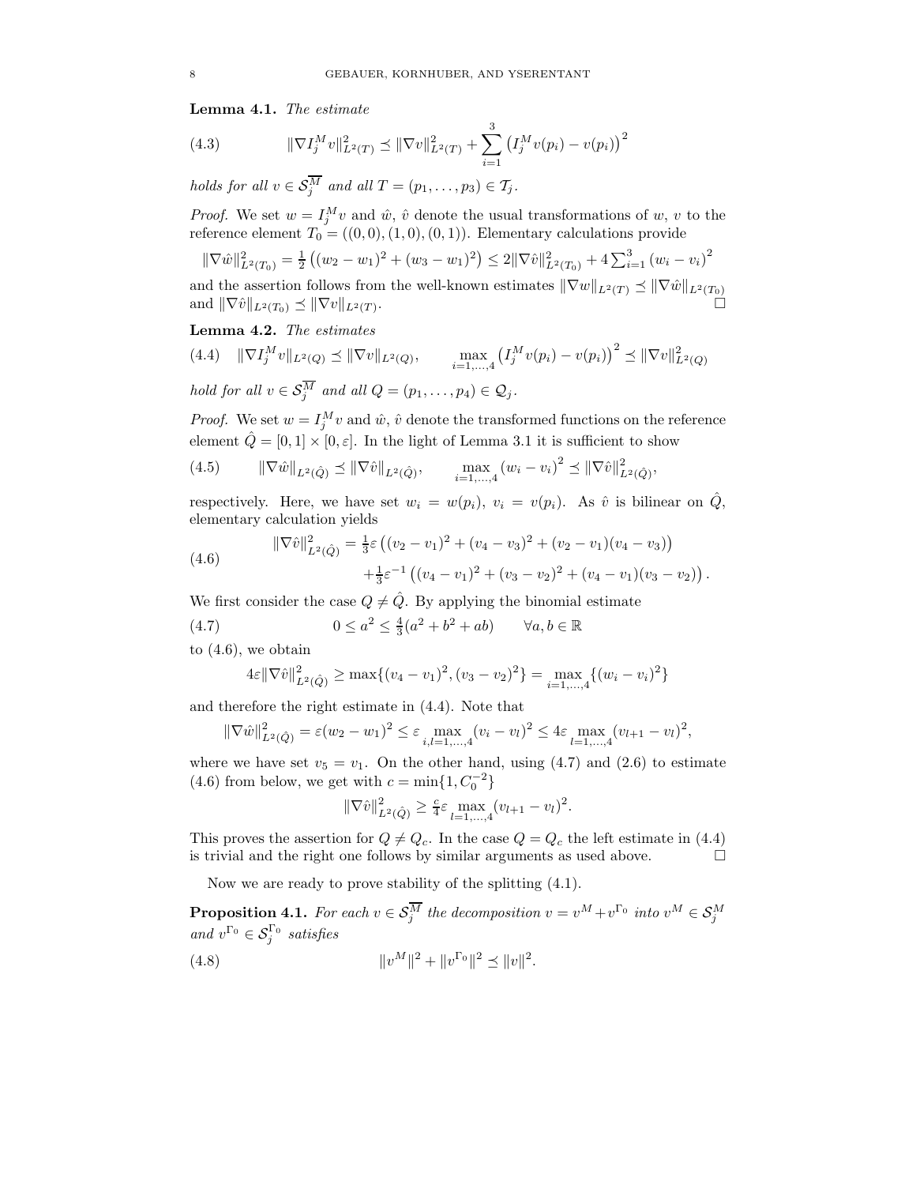**Lemma 4.1.** *The estimate*

$$\|\nabla I_j^M v\|_{L^2(T)}^2 \preceq \|\nabla v\|_{L^2(T)}^2 + \sum_{i=1}^{3} \left(I_j^M v(p_i) - v(p_i)\right)^2 \tag{4.3}$$

*holds for all $v \in \mathcal{S}_j^{\overline{M}}$ and all $T = (p_1, \ldots, p_3) \in \mathcal{T}_j$.*

*Proof.* We set $w = I_j^M v$ and $\hat{w}$, $\hat{v}$ denote the usual transformations of $w$, $v$ to the reference element $T_0 = ((0,0),(1,0),(0,1))$. Elementary calculations provide

$$\|\nabla \hat{w}\|_{L^2(T_0)}^2 = \tfrac{1}{2}\left((w_2 - w_1)^2 + (w_3 - w_1)^2\right) \leq 2\|\nabla \hat{v}\|_{L^2(T_0)}^2 + 4\textstyle\sum_{i=1}^{3}\left(w_i - v_i\right)^2$$

and the assertion follows from the well-known estimates $\|\nabla w\|_{L^2(T)} \preceq \|\nabla \hat{w}\|_{L^2(T_0)}$ and $\|\nabla \hat{v}\|_{L^2(T_0)} \preceq \|\nabla v\|_{L^2(T)}$. □

**Lemma 4.2.** *The estimates*

$$\|\nabla I_j^M v\|_{L^2(Q)} \preceq \|\nabla v\|_{L^2(Q)}, \qquad \max_{i=1,\ldots,4}\left(I_j^M v(p_i) - v(p_i)\right)^2 \preceq \|\nabla v\|_{L^2(Q)}^2 \tag{4.4}$$

*hold for all $v \in \mathcal{S}_j^{\overline{M}}$ and all $Q = (p_1, \ldots, p_4) \in \mathcal{Q}_j$.*

*Proof.* We set $w = I_j^M v$ and $\hat{w}$, $\hat{v}$ denote the transformed functions on the reference element $\hat{Q} = [0,1] \times [0, \varepsilon]$. In the light of Lemma 3.1 it is sufficient to show

$$\|\nabla \hat{w}\|_{L^2(\hat{Q})} \preceq \|\nabla \hat{v}\|_{L^2(\hat{Q})}, \qquad \max_{i=1,\ldots,4}\left(w_i - v_i\right)^2 \preceq \|\nabla \hat{v}\|_{L^2(\hat{Q})}^2, \tag{4.5}$$

respectively. Here, we have set $w_i = w(p_i)$, $v_i = v(p_i)$. As $\hat{v}$ is bilinear on $\hat{Q}$, elementary calculation yields

$$\begin{aligned}\|\nabla \hat{v}\|_{L^2(\hat{Q})}^2 &= \tfrac{1}{3}\varepsilon\left((v_2 - v_1)^2 + (v_4 - v_3)^2 + (v_2 - v_1)(v_4 - v_3)\right) \\ &\quad + \tfrac{1}{3}\varepsilon^{-1}\left((v_4 - v_1)^2 + (v_3 - v_2)^2 + (v_4 - v_1)(v_3 - v_2)\right).\end{aligned} \tag{4.6}$$

We first consider the case $Q \neq \hat{Q}$. By applying the binomial estimate

$$0 \leq a^2 \leq \tfrac{4}{3}(a^2 + b^2 + ab) \qquad \forall a, b \in \mathbb{R} \tag{4.7}$$

to (4.6), we obtain

$$4\varepsilon\|\nabla \hat{v}\|_{L^2(\hat{Q})}^2 \geq \max\{(v_4 - v_1)^2, (v_3 - v_2)^2\} = \max_{i=1,\ldots,4}\{(w_i - v_i)^2\}$$

and therefore the right estimate in (4.4). Note that

$$\|\nabla \hat{w}\|_{L^2(\hat{Q})}^2 = \varepsilon(w_2 - w_1)^2 \leq \varepsilon \max_{i,l=1,\ldots,4}(v_i - v_l)^2 \leq 4\varepsilon \max_{l=1,\ldots,4}(v_{l+1} - v_l)^2,$$

where we have set $v_5 = v_1$. On the other hand, using (4.7) and (2.6) to estimate (4.6) from below, we get with $c = \min\{1, C_0^{-2}\}$

$$\|\nabla \hat{v}\|_{L^2(\hat{Q})}^2 \geq \tfrac{c}{4}\varepsilon \max_{l=1,\ldots,4}(v_{l+1} - v_l)^2.$$

This proves the assertion for $Q \neq Q_c$. In the case $Q = Q_c$ the left estimate in (4.4) is trivial and the right one follows by similar arguments as used above. □

Now we are ready to prove stability of the splitting (4.1).

**Proposition 4.1.** *For each $v \in \mathcal{S}_j^{\overline{M}}$ the decomposition $v = v^M + v^{\Gamma_0}$ into $v^M \in \mathcal{S}_j^M$ and $v^{\Gamma_0} \in \mathcal{S}_j^{\Gamma_0}$ satisfies*

$$\|v^M\|^2 + \|v^{\Gamma_0}\|^2 \preceq \|v\|^2. \tag{4.8}$$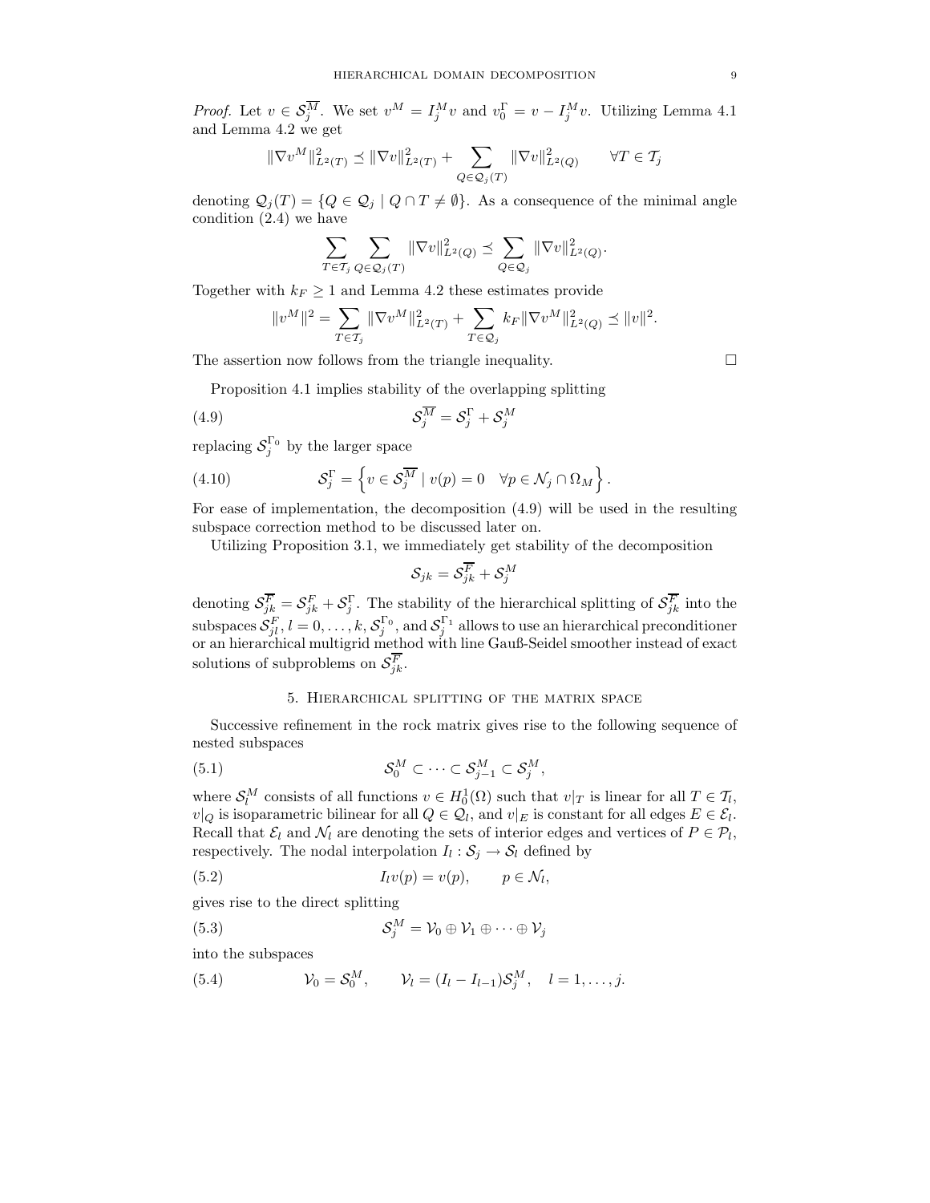*Proof.* Let $v \in \mathcal{S}_j^{\overline{M}}$. We set $v^M = I_j^M v$ and $v_0^\Gamma = v - I_j^M v$. Utilizing Lemma 4.1 and Lemma 4.2 we get

$$\|\nabla v^M\|_{L^2(T)}^2 \preceq \|\nabla v\|_{L^2(T)}^2 + \sum_{Q \in \mathcal{Q}_j(T)} \|\nabla v\|_{L^2(Q)}^2 \qquad \forall T \in \mathcal{T}_j$$

denoting $\mathcal{Q}_j(T) = \{Q \in \mathcal{Q}_j \mid Q \cap T \neq \emptyset\}$. As a consequence of the minimal angle condition (2.4) we have

$$\sum_{T \in \mathcal{T}_j} \sum_{Q \in \mathcal{Q}_j(T)} \|\nabla v\|_{L^2(Q)}^2 \preceq \sum_{Q \in \mathcal{Q}_j} \|\nabla v\|_{L^2(Q)}^2.$$

Together with $k_F \geq 1$ and Lemma 4.2 these estimates provide

$$\|v^M\|^2 = \sum_{T \in \mathcal{T}_j} \|\nabla v^M\|_{L^2(T)}^2 + \sum_{T \in \mathcal{Q}_j} k_F \|\nabla v^M\|_{L^2(Q)}^2 \preceq \|v\|^2.$$

The assertion now follows from the triangle inequality. □

Proposition 4.1 implies stability of the overlapping splitting

$$\mathcal{S}_j^{\overline{M}} = \mathcal{S}_j^\Gamma + \mathcal{S}_j^M \tag{4.9}$$

replacing $\mathcal{S}_j^{\Gamma_0}$ by the larger space

$$\mathcal{S}_j^\Gamma = \left\{ v \in \mathcal{S}_j^{\overline{M}} \mid v(p) = 0 \quad \forall p \in \mathcal{N}_j \cap \Omega_M \right\}. \tag{4.10}$$

For ease of implementation, the decomposition (4.9) will be used in the resulting subspace correction method to be discussed later on.

Utilizing Proposition 3.1, we immediately get stability of the decomposition

$$\mathcal{S}_{jk} = \mathcal{S}_{jk}^{\overline{F}} + \mathcal{S}_j^M$$

denoting $\mathcal{S}_{jk}^{\overline{F}} = \mathcal{S}_{jk}^F + \mathcal{S}_j^\Gamma$. The stability of the hierarchical splitting of $\mathcal{S}_{jk}^{\overline{F}}$ into the subspaces $\mathcal{S}_{jl}^F$, $l = 0, \ldots, k$, $\mathcal{S}_j^{\Gamma_0}$, and $\mathcal{S}_j^{\Gamma_1}$ allows to use an hierarchical preconditioner or an hierarchical multigrid method with line Gauß-Seidel smoother instead of exact solutions of subproblems on $\mathcal{S}_{jk}^{\overline{F}}$.

## 5. Hierarchical splitting of the matrix space

Successive refinement in the rock matrix gives rise to the following sequence of nested subspaces

$$\mathcal{S}_0^M \subset \cdots \subset \mathcal{S}_{j-1}^M \subset \mathcal{S}_j^M, \tag{5.1}$$

where $\mathcal{S}_l^M$ consists of all functions $v \in H_0^1(\Omega)$ such that $v|_T$ is linear for all $T \in \mathcal{T}_l$, $v|_Q$ is isoparametric bilinear for all $Q \in \mathcal{Q}_l$, and $v|_E$ is constant for all edges $E \in \mathcal{E}_l$. Recall that $\mathcal{E}_l$ and $\mathcal{N}_l$ are denoting the sets of interior edges and vertices of $P \in \mathcal{P}_l$, respectively. The nodal interpolation $I_l : \mathcal{S}_j \to \mathcal{S}_l$ defined by

$$I_l v(p) = v(p), \qquad p \in \mathcal{N}_l, \tag{5.2}$$

gives rise to the direct splitting

$$\mathcal{S}_j^M = \mathcal{V}_0 \oplus \mathcal{V}_1 \oplus \cdots \oplus \mathcal{V}_j \tag{5.3}$$

into the subspaces

$$\mathcal{V}_0 = \mathcal{S}_0^M, \qquad \mathcal{V}_l = (I_l - I_{l-1})\mathcal{S}_j^M, \quad l = 1, \ldots, j. \tag{5.4}$$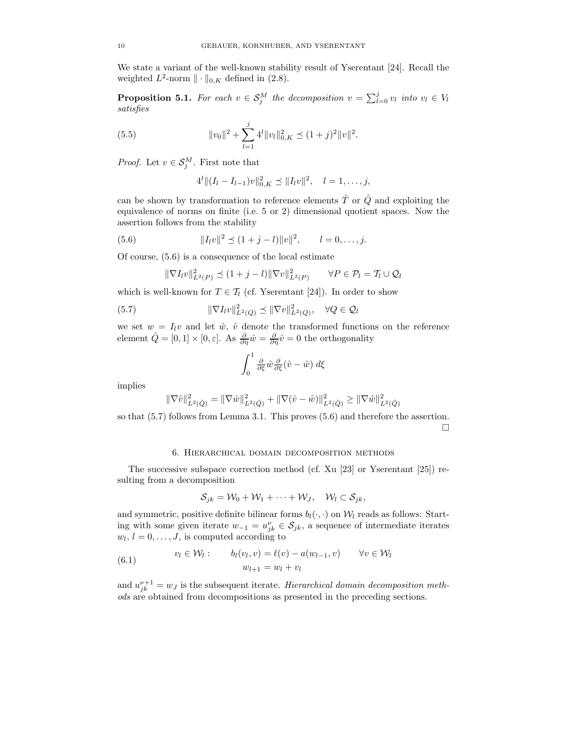We state a variant of the well-known stability result of Yserentant [24]. Recall the weighted $L^2$-norm $\| \cdot \|_{0,K}$ defined in (2.8).

**Proposition 5.1.** *For each $v \in \mathcal{S}_j^M$ the decomposition $v = \sum_{l=0}^{j} v_l$ into $v_l \in V_l$ satisfies*

$$\|v_0\|^2 + \sum_{l=1}^{j} 4^l \|v_l\|_{0,K}^2 \preceq (1+j)^2 \|v\|^2. \tag{5.5}$$

*Proof.* Let $v \in \mathcal{S}_j^M$. First note that

$$4^l \|(I_l - I_{l-1})v\|_{0,K}^2 \preceq \|I_l v\|^2, \quad l = 1, \dots, j,$$

can be shown by transformation to reference elements $\hat{T}$ or $\hat{Q}$ and exploiting the equivalence of norms on finite (i.e. 5 or 2) dimensional quotient spaces. Now the assertion follows from the stability

$$\|I_l v\|^2 \preceq (1 + j - l)\|v\|^2, \qquad l = 0, \dots, j. \tag{5.6}$$

Of course, (5.6) is a consequence of the local estimate

$$\|\nabla I_l v\|_{L^2(P)}^2 \preceq (1 + j - l)\|\nabla v\|_{L^2(P)}^2 \qquad \forall P \in \mathcal{P}_l = \mathcal{T}_l \cup \mathcal{Q}_l$$

which is well-known for $T \in \mathcal{T}_l$ (cf. Yserentant [24]). In order to show

$$\|\nabla I_l v\|_{L^2(Q)}^2 \preceq \|\nabla v\|_{L^2(Q)}^2, \quad \forall Q \in \mathcal{Q}_l \tag{5.7}$$

we set $w = I_l v$ and let $\hat{w}$, $\hat{v}$ denote the transformed functions on the reference element $\hat{Q} = [0,1] \times [0, \varepsilon]$. As $\frac{\partial}{\partial \eta}\hat{w} = \frac{\partial}{\partial \eta}\hat{v} = 0$ the orthogonality

$$\int_0^1 \tfrac{\partial}{\partial \xi}\hat{w} \tfrac{\partial}{\partial \xi}(\hat{v} - \hat{w}) \, d\xi$$

implies

$$\|\nabla \hat{v}\|_{L^2(\hat{Q})}^2 = \|\nabla \hat{w}\|_{L^2(\hat{Q})}^2 + \|\nabla(\hat{v} - \hat{w})\|_{L^2(\hat{Q})}^2 \geq \|\nabla \hat{w}\|_{L^2(\hat{Q})}^2$$

so that (5.7) follows from Lemma 3.1. This proves (5.6) and therefore the assertion. □

## 6. Hierarchical domain decomposition methods

The successive subspace correction method (cf. Xu [23] or Yserentant [25]) resulting from a decomposition

$$\mathcal{S}_{jk} = \mathcal{W}_0 + \mathcal{W}_1 + \cdots + \mathcal{W}_J, \quad \mathcal{W}_l \subset \mathcal{S}_{jk},$$

and symmetric, positive definite bilinear forms $b_l(\cdot, \cdot)$ on $\mathcal{W}_l$ reads as follows: Starting with some given iterate $w_{-1} = u_{jk}^{\nu} \in \mathcal{S}_{jk}$, a sequence of intermediate iterates $w_l$, $l = 0, \dots, J$, is computed according to

$$\begin{aligned} v_l \in \mathcal{W}_l : \qquad & b_l(v_l, v) = \ell(v) - a(w_{l-1}, v) \qquad \forall v \in \mathcal{W}_l \\ & w_{l+1} = w_l + v_l \end{aligned} \tag{6.1}$$

and $u_{jk}^{\nu+1} = w_J$ is the subsequent iterate. *Hierarchical domain decomposition methods* are obtained from decompositions as presented in the preceding sections.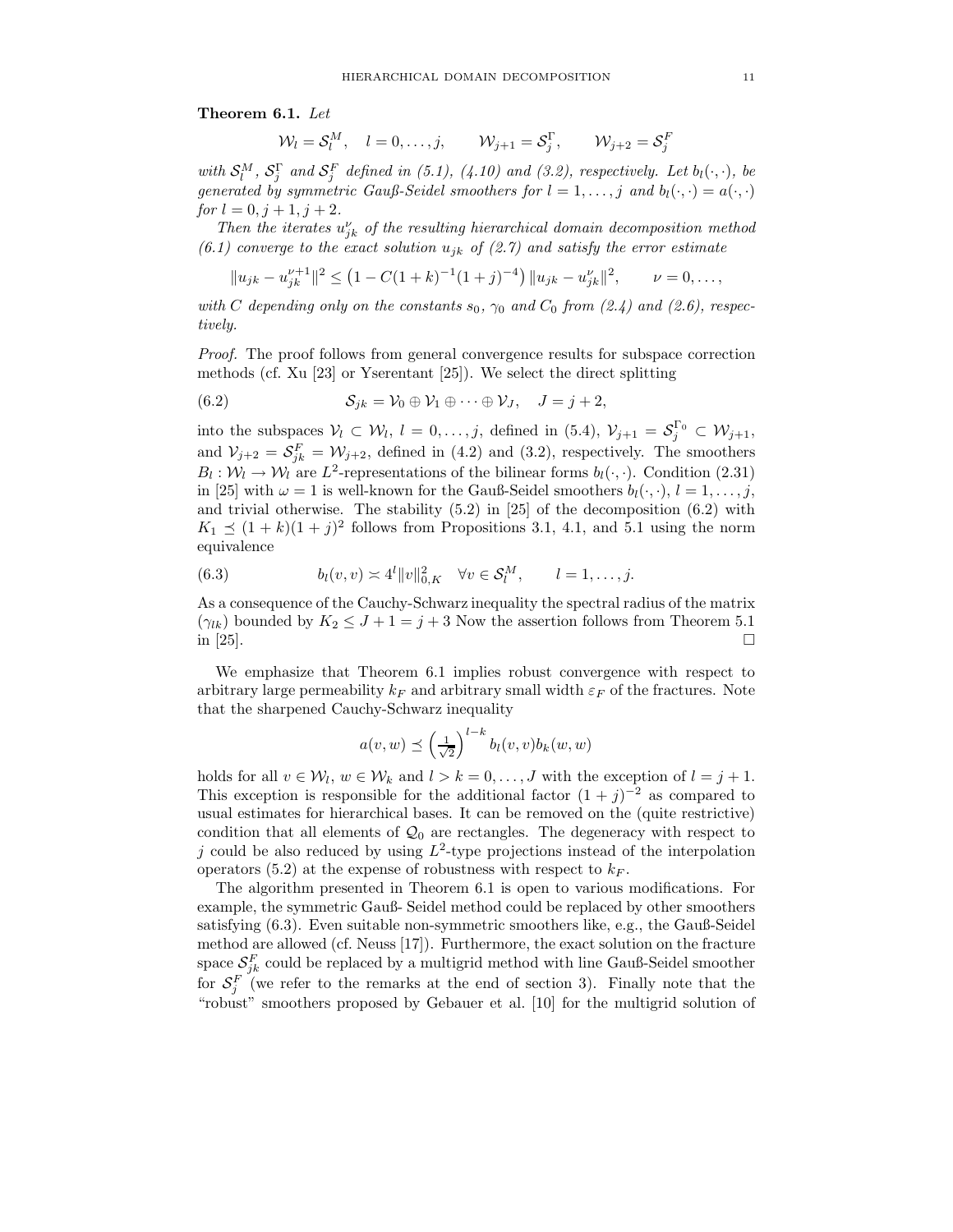**Theorem 6.1.** *Let*

$$\mathcal{W}_l = \mathcal{S}_l^M, \quad l = 0, \dots, j, \qquad \mathcal{W}_{j+1} = \mathcal{S}_j^\Gamma, \qquad \mathcal{W}_{j+2} = \mathcal{S}_j^F$$

*with* $\mathcal{S}_l^M$, $\mathcal{S}_j^\Gamma$ *and* $\mathcal{S}_j^F$ *defined in (5.1), (4.10) and (3.2), respectively. Let* $b_l(\cdot,\cdot)$, *be generated by symmetric Gauß-Seidel smoothers for* $l = 1, \dots, j$ *and* $b_l(\cdot,\cdot) = a(\cdot,\cdot)$ *for* $l = 0, j+1, j+2$.

*Then the iterates* $u_{jk}^\nu$ *of the resulting hierarchical domain decomposition method (6.1) converge to the exact solution* $u_{jk}$ *of (2.7) and satisfy the error estimate*

$$\|u_{jk} - u_{jk}^{\nu+1}\|^2 \le \left(1 - C(1+k)^{-1}(1+j)^{-4}\right) \|u_{jk} - u_{jk}^\nu\|^2, \qquad \nu = 0, \dots,$$

*with* $C$ *depending only on the constants* $s_0$, $\gamma_0$ *and* $C_0$ *from (2.4) and (2.6), respectively.*

*Proof.* The proof follows from general convergence results for subspace correction methods (cf. Xu [23] or Yserentant [25]). We select the direct splitting

$$\mathcal{S}_{jk} = \mathcal{V}_0 \oplus \mathcal{V}_1 \oplus \cdots \oplus \mathcal{V}_J, \quad J = j+2, \tag{6.2}$$

into the subspaces $\mathcal{V}_l \subset \mathcal{W}_l$, $l = 0, \dots, j$, defined in (5.4), $\mathcal{V}_{j+1} = \mathcal{S}_j^{\Gamma_0} \subset \mathcal{W}_{j+1}$, and $\mathcal{V}_{j+2} = \mathcal{S}_{jk}^F = \mathcal{W}_{j+2}$, defined in (4.2) and (3.2), respectively. The smoothers $B_l : \mathcal{W}_l \to \mathcal{W}_l$ are $L^2$-representations of the bilinear forms $b_l(\cdot,\cdot)$. Condition (2.31) in [25] with $\omega = 1$ is well-known for the Gauß-Seidel smoothers $b_l(\cdot,\cdot)$, $l = 1, \dots, j$, and trivial otherwise. The stability (5.2) in [25] of the decomposition (6.2) with $K_1 \preceq (1+k)(1+j)^2$ follows from Propositions 3.1, 4.1, and 5.1 using the norm equivalence

$$b_l(v,v) \asymp 4^l \|v\|_{0,K}^2 \quad \forall v \in \mathcal{S}_l^M, \qquad l = 1, \dots, j. \tag{6.3}$$

As a consequence of the Cauchy-Schwarz inequality the spectral radius of the matrix $(\gamma_{lk})$ bounded by $K_2 \le J + 1 = j + 3$ Now the assertion follows from Theorem 5.1 in [25]. □

We emphasize that Theorem 6.1 implies robust convergence with respect to arbitrary large permeability $k_F$ and arbitrary small width $\varepsilon_F$ of the fractures. Note that the sharpened Cauchy-Schwarz inequality

$$a(v,w) \preceq \left(\tfrac{1}{\sqrt{2}}\right)^{l-k} b_l(v,v) b_k(w,w)$$

holds for all $v \in \mathcal{W}_l$, $w \in \mathcal{W}_k$ and $l > k = 0, \dots, J$ with the exception of $l = j+1$. This exception is responsible for the additional factor $(1+j)^{-2}$ as compared to usual estimates for hierarchical bases. It can be removed on the (quite restrictive) condition that all elements of $\mathcal{Q}_0$ are rectangles. The degeneracy with respect to $j$ could be also reduced by using $L^2$-type projections instead of the interpolation operators (5.2) at the expense of robustness with respect to $k_F$.

The algorithm presented in Theorem 6.1 is open to various modifications. For example, the symmetric Gauß- Seidel method could be replaced by other smoothers satisfying (6.3). Even suitable non-symmetric smoothers like, e.g., the Gauß-Seidel method are allowed (cf. Neuss [17]). Furthermore, the exact solution on the fracture space $\mathcal{S}_{jk}^F$ could be replaced by a multigrid method with line Gauß-Seidel smoother for $\mathcal{S}_j^F$ (we refer to the remarks at the end of section 3). Finally note that the "robust" smoothers proposed by Gebauer et al. [10] for the multigrid solution of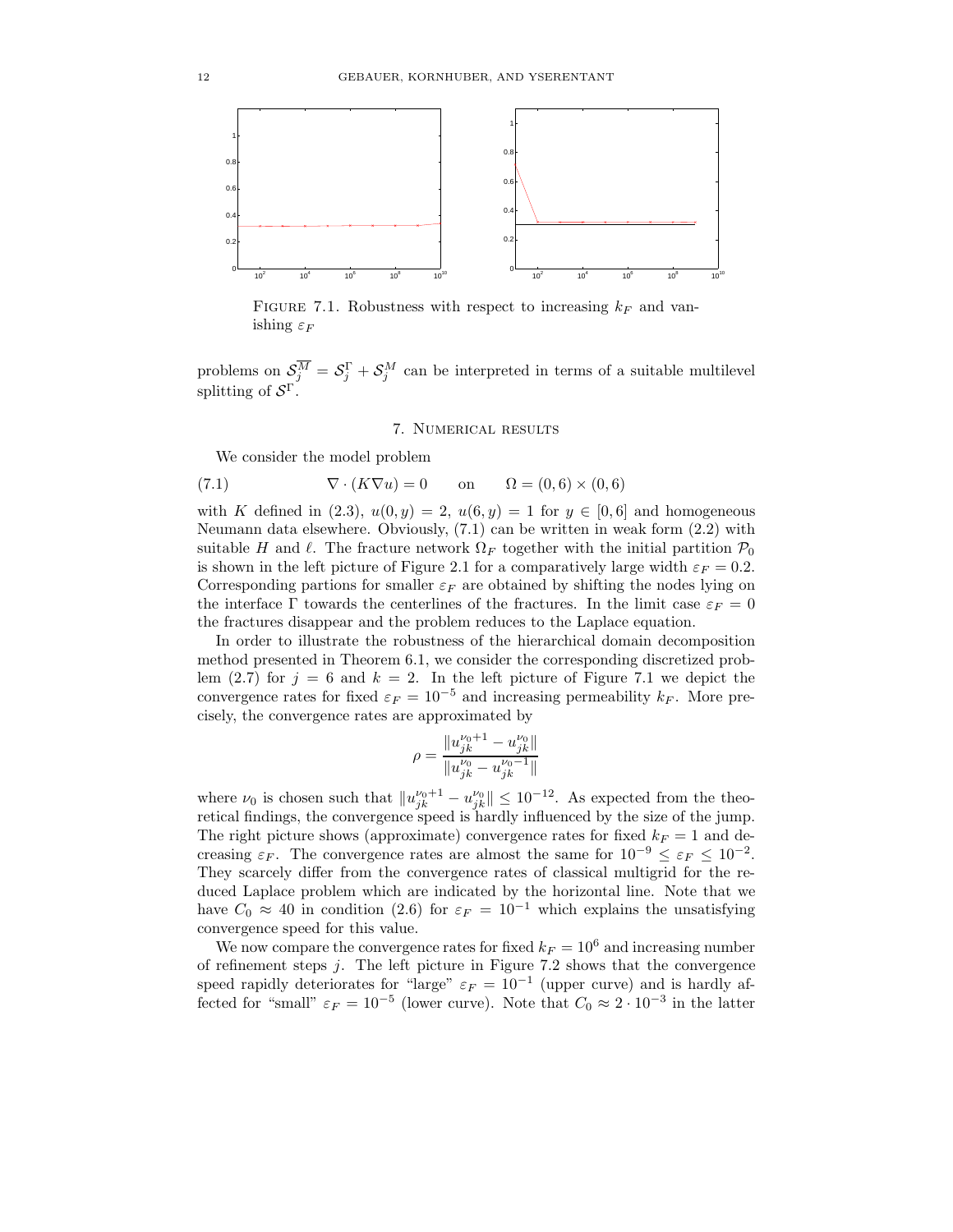FIGURE 7.1. Robustness with respect to increasing $k_F$ and vanishing $\varepsilon_F$

problems on $\mathcal{S}_j^{\overline{M}} = \mathcal{S}_j^{\Gamma} + \mathcal{S}_j^M$ can be interpreted in terms of a suitable multilevel splitting of $\mathcal{S}^{\Gamma}$.

## 7. Numerical results

We consider the model problem

$$\nabla \cdot (K \nabla u) = 0 \qquad \text{on} \qquad \Omega = (0,6) \times (0,6) \tag{7.1}$$

with $K$ defined in (2.3), $u(0,y) = 2$, $u(6,y) = 1$ for $y \in [0,6]$ and homogeneous Neumann data elsewhere. Obviously, (7.1) can be written in weak form (2.2) with suitable $H$ and $\ell$. The fracture network $\Omega_F$ together with the initial partition $\mathcal{P}_0$ is shown in the left picture of Figure 2.1 for a comparatively large width $\varepsilon_F = 0.2$. Corresponding partions for smaller $\varepsilon_F$ are obtained by shifting the nodes lying on the interface $\Gamma$ towards the centerlines of the fractures. In the limit case $\varepsilon_F = 0$ the fractures disappear and the problem reduces to the Laplace equation.

In order to illustrate the robustness of the hierarchical domain decomposition method presented in Theorem 6.1, we consider the corresponding discretized problem (2.7) for $j = 6$ and $k = 2$. In the left picture of Figure 7.1 we depict the convergence rates for fixed $\varepsilon_F = 10^{-5}$ and increasing permeability $k_F$. More precisely, the convergence rates are approximated by

$$\rho = \frac{\|u_{jk}^{\nu_0+1} - u_{jk}^{\nu_0}\|}{\|u_{jk}^{\nu_0} - u_{jk}^{\nu_0-1}\|}$$

where $\nu_0$ is chosen such that $\|u_{jk}^{\nu_0+1} - u_{jk}^{\nu_0}\| \leq 10^{-12}$. As expected from the theoretical findings, the convergence speed is hardly influenced by the size of the jump. The right picture shows (approximate) convergence rates for fixed $k_F = 1$ and decreasing $\varepsilon_F$. The convergence rates are almost the same for $10^{-9} \leq \varepsilon_F \leq 10^{-2}$. They scarcely differ from the convergence rates of classical multigrid for the reduced Laplace problem which are indicated by the horizontal line. Note that we have $C_0 \approx 40$ in condition (2.6) for $\varepsilon_F = 10^{-1}$ which explains the unsatisfying convergence speed for this value.

We now compare the convergence rates for fixed $k_F = 10^6$ and increasing number of refinement steps $j$. The left picture in Figure 7.2 shows that the convergence speed rapidly deteriorates for "large" $\varepsilon_F = 10^{-1}$ (upper curve) and is hardly affected for "small" $\varepsilon_F = 10^{-5}$ (lower curve). Note that $C_0 \approx 2 \cdot 10^{-3}$ in the latter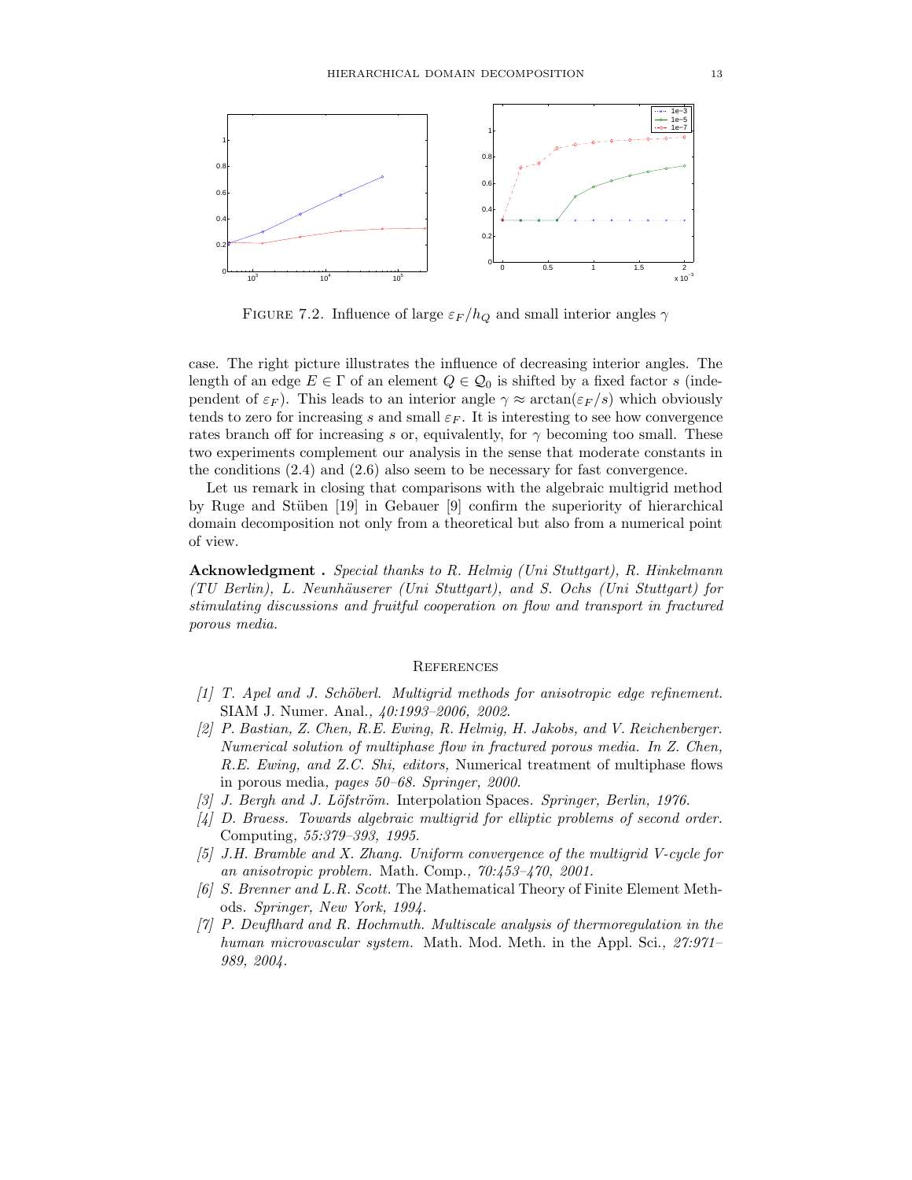FIGURE 7.2. Influence of large $\varepsilon_F/h_Q$ and small interior angles $\gamma$

case. The right picture illustrates the influence of decreasing interior angles. The length of an edge $E \in \Gamma$ of an element $Q \in \mathcal{Q}_0$ is shifted by a fixed factor $s$ (independent of $\varepsilon_F$). This leads to an interior angle $\gamma \approx \arctan(\varepsilon_F/s)$ which obviously tends to zero for increasing $s$ and small $\varepsilon_F$. It is interesting to see how convergence rates branch off for increasing $s$ or, equivalently, for $\gamma$ becoming too small. These two experiments complement our analysis in the sense that moderate constants in the conditions (2.4) and (2.6) also seem to be necessary for fast convergence.

Let us remark in closing that comparisons with the algebraic multigrid method by Ruge and Stüben [19] in Gebauer [9] confirm the superiority of hierarchical domain decomposition not only from a theoretical but also from a numerical point of view.

**Acknowledgment .** *Special thanks to R. Helmig (Uni Stuttgart), R. Hinkelmann (TU Berlin), L. Neunhäuserer (Uni Stuttgart), and S. Ochs (Uni Stuttgart) for stimulating discussions and fruitful cooperation on flow and transport in fractured porous media.*

## References

[1] *T. Apel and J. Schöberl. Multigrid methods for anisotropic edge refinement.* SIAM J. Numer. Anal.*, 40:1993–2006, 2002.*

[2] *P. Bastian, Z. Chen, R.E. Ewing, R. Helmig, H. Jakobs, and V. Reichenberger. Numerical solution of multiphase flow in fractured porous media. In Z. Chen, R.E. Ewing, and Z.C. Shi, editors,* Numerical treatment of multiphase flows in porous media*, pages 50–68. Springer, 2000.*

[3] *J. Bergh and J. Löfström.* Interpolation Spaces. *Springer, Berlin, 1976.*

[4] *D. Braess. Towards algebraic multigrid for elliptic problems of second order.* Computing*, 55:379–393, 1995.*

[5] *J.H. Bramble and X. Zhang. Uniform convergence of the multigrid V-cycle for an anisotropic problem.* Math. Comp.*, 70:453–470, 2001.*

[6] *S. Brenner and L.R. Scott.* The Mathematical Theory of Finite Element Methods. *Springer, New York, 1994.*

[7] *P. Deuflhard and R. Hochmuth. Multiscale analysis of thermoregulation in the human microvascular system.* Math. Mod. Meth. in the Appl. Sci.*, 27:971–989, 2004.*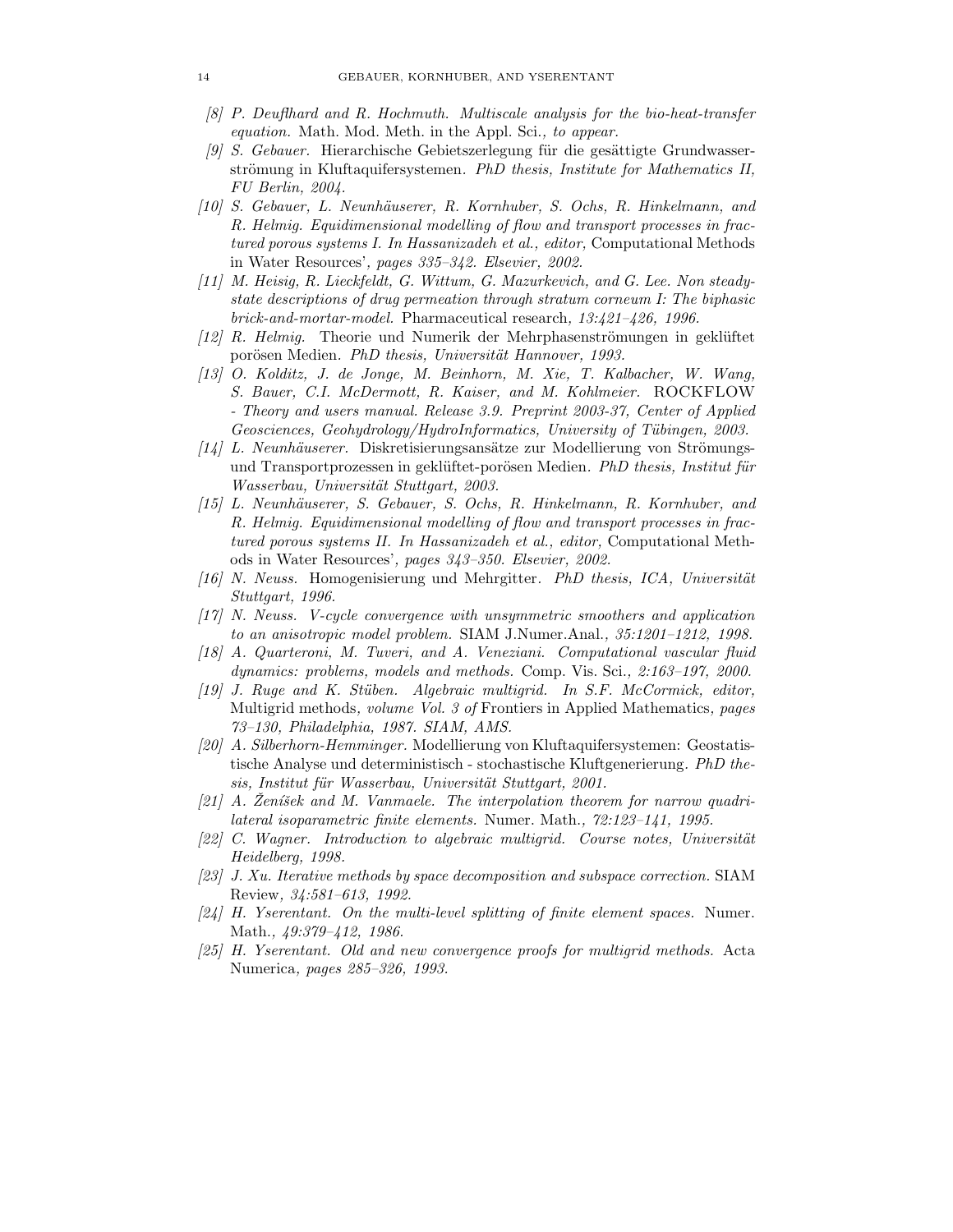[8] *P. Deuflhard and R. Hochmuth. Multiscale analysis for the bio-heat-transfer equation.* Math. Mod. Meth. in the Appl. Sci.*, to appear.*

[9] *S. Gebauer.* Hierarchische Gebietszerlegung für die gesättigte Grundwasserströmung in Kluftaquifersystemen*. PhD thesis, Institute for Mathematics II, FU Berlin, 2004.*

[10] *S. Gebauer, L. Neunhäuserer, R. Kornhuber, S. Ochs, R. Hinkelmann, and R. Helmig. Equidimensional modelling of flow and transport processes in fractured porous systems I. In Hassanizadeh et al., editor,* Computational Methods in Water Resources'*, pages 335–342. Elsevier, 2002.*

[11] *M. Heisig, R. Lieckfeldt, G. Wittum, G. Mazurkevich, and G. Lee. Non steady-state descriptions of drug permeation through stratum corneum I: The biphasic brick-and-mortar-model.* Pharmaceutical research*, 13:421–426, 1996.*

[12] *R. Helmig.* Theorie und Numerik der Mehrphasenströmungen in geklüftet porösen Medien*. PhD thesis, Universität Hannover, 1993.*

[13] *O. Kolditz, J. de Jonge, M. Beinhorn, M. Xie, T. Kalbacher, W. Wang, S. Bauer, C.I. McDermott, R. Kaiser, and M. Kohlmeier.* ROCKFLOW *- Theory and users manual. Release 3.9. Preprint 2003-37, Center of Applied Geosciences, Geohydrology/HydroInformatics, University of Tübingen, 2003.*

[14] *L. Neunhäuserer.* Diskretisierungsansätze zur Modellierung von Strömungs- und Transportprozessen in geklüftet-porösen Medien*. PhD thesis, Institut für Wasserbau, Universität Stuttgart, 2003.*

[15] *L. Neunhäuserer, S. Gebauer, S. Ochs, R. Hinkelmann, R. Kornhuber, and R. Helmig. Equidimensional modelling of flow and transport processes in fractured porous systems II. In Hassanizadeh et al., editor,* Computational Methods in Water Resources'*, pages 343–350. Elsevier, 2002.*

[16] *N. Neuss.* Homogenisierung und Mehrgitter*. PhD thesis, ICA, Universität Stuttgart, 1996.*

[17] *N. Neuss. V-cycle convergence with unsymmetric smoothers and application to an anisotropic model problem.* SIAM J.Numer.Anal.*, 35:1201–1212, 1998.*

[18] *A. Quarteroni, M. Tuveri, and A. Veneziani. Computational vascular fluid dynamics: problems, models and methods.* Comp. Vis. Sci.*, 2:163–197, 2000.*

[19] *J. Ruge and K. Stüben. Algebraic multigrid. In S.F. McCormick, editor,* Multigrid methods*, volume Vol. 3 of* Frontiers in Applied Mathematics*, pages 73–130, Philadelphia, 1987. SIAM, AMS.*

[20] *A. Silberhorn-Hemminger.* Modellierung von Kluftaquifersystemen: Geostatistische Analyse und deterministisch - stochastische Kluftgenerierung*. PhD thesis, Institut für Wasserbau, Universität Stuttgart, 2001.*

[21] *A. Ženíšek and M. Vanmaele. The interpolation theorem for narrow quadrilateral isoparametric finite elements.* Numer. Math.*, 72:123–141, 1995.*

[22] *C. Wagner. Introduction to algebraic multigrid. Course notes, Universität Heidelberg, 1998.*

[23] *J. Xu. Iterative methods by space decomposition and subspace correction.* SIAM Review*, 34:581–613, 1992.*

[24] *H. Yserentant. On the multi-level splitting of finite element spaces.* Numer. Math.*, 49:379–412, 1986.*

[25] *H. Yserentant. Old and new convergence proofs for multigrid methods.* Acta Numerica*, pages 285–326, 1993.*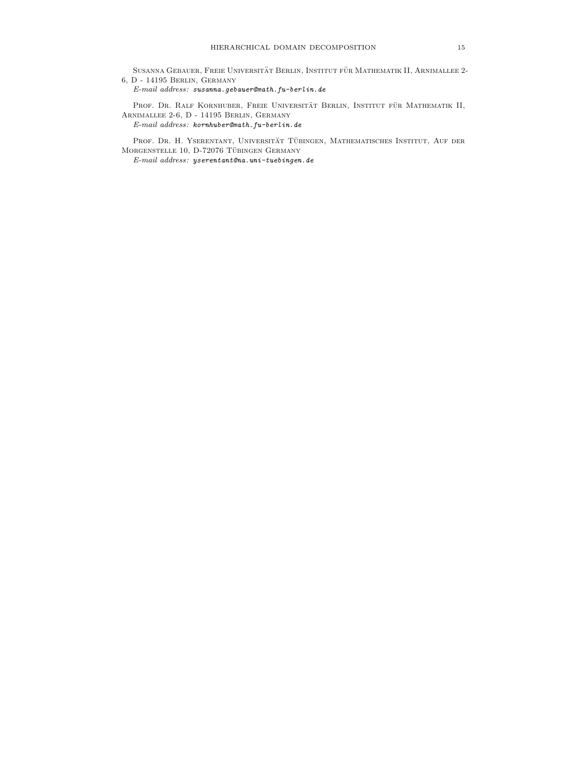Susanna Gebauer, Freie Universität Berlin, Institut für Mathematik II, Arnimallee 2-6, D - 14195 Berlin, Germany

*E-mail address:* susanna.gebauer@math.fu-berlin.de

Prof. Dr. Ralf Kornhuber, Freie Universität Berlin, Institut für Mathematik II, Arnimallee 2-6, D - 14195 Berlin, Germany

*E-mail address:* kornhuber@math.fu-berlin.de

Prof. Dr. H. Yserentant, Universität Tübingen, Mathematisches Institut, Auf der Morgenstelle 10, D-72076 Tübingen Germany

*E-mail address:* yserentant@na.uni-tuebingen.de